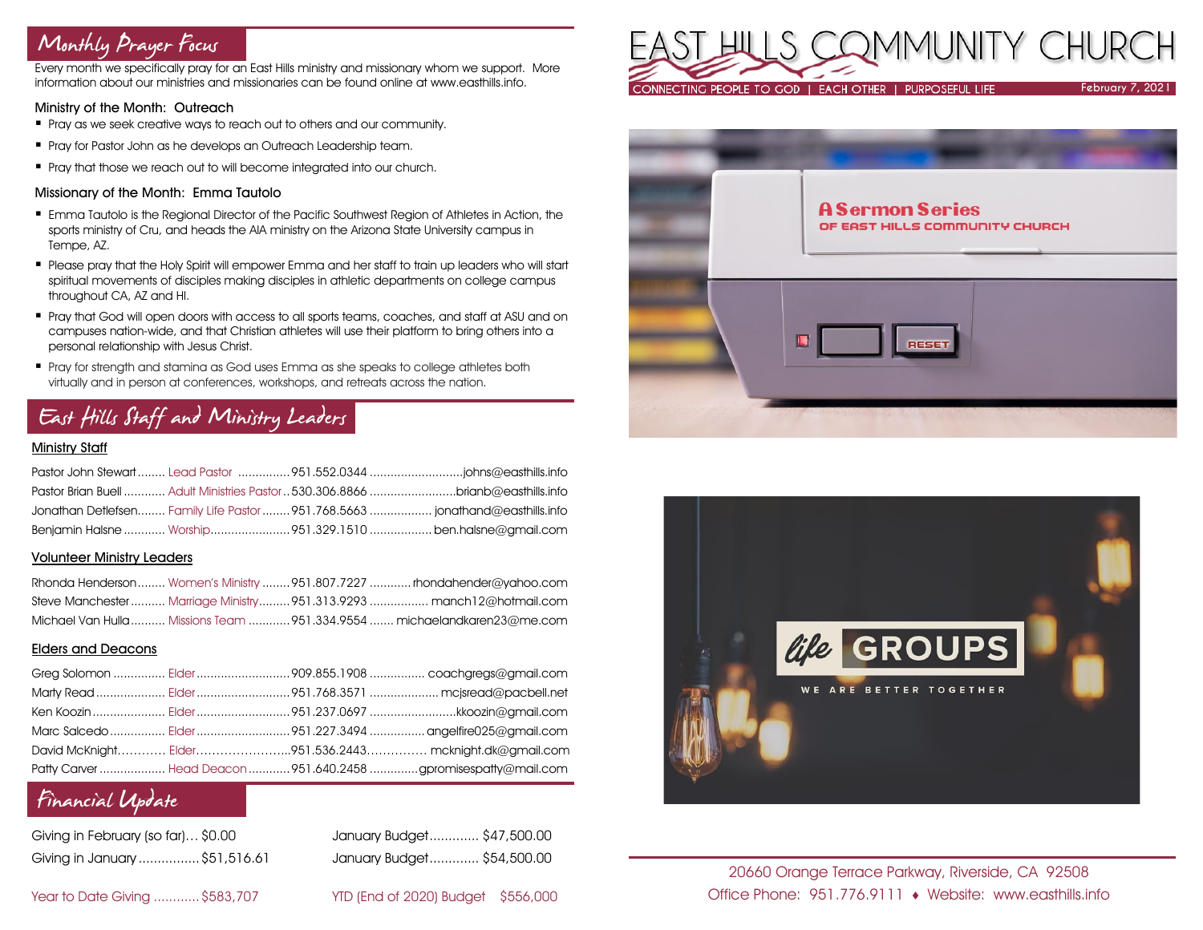# EAST HILLS COMMUNITY CHURCH

CONNECTING PEOPLE TO GOD | EACH OTHER | PURPOSEFUL LIFE

February 7, 2021

A Sermon Series OF EAST HILLS COMMUNITY CHURCH

RESET

life GROUPS

WE ARE BETTER TOGETHER

## Monthly Prayer Focus

Every month we specifically pray for an East Hills ministry and missionary whom we support. More information about our ministries and missionaries can be found online at www.easthills.info.

### Ministry of the Month: Outreach

- Pray as we seek creative ways to reach out to others and our community.
- Pray for Pastor John as he develops an Outreach Leadership team.
- Pray that those we reach out to will become integrated into our church.

### Missionary of the Month: Emma Tautolo

- Emma Tautolo is the Regional Director of the Pacific Southwest Region of Athletes in Action, the sports ministry of Cru, and heads the AIA ministry on the Arizona State University campus in Tempe, AZ.
- Please pray that the Holy Spirit will empower Emma and her staff to train up leaders who will start spiritual movements of disciples making disciples in athletic departments on college campus throughout CA, AZ and HI.
- Pray that God will open doors with access to all sports teams, coaches, and staff at ASU and on campuses nation-wide, and that Christian athletes will use their platform to bring others into a personal relationship with Jesus Christ.
- Pray for strength and stamina as God uses Emma as she speaks to college athletes both virtually and in person at conferences, workshops, and retreats across the nation.

## East Hills Staff and Ministry Leaders

### Ministry Staff

| Name | Role | Phone | Email |
|---|---|---|---|
| Pastor John Stewart | Lead Pastor | 951.552.0344 | johns@easthills.info |
| Pastor Brian Buell | Adult Ministries Pastor | 530.306.8866 | brianb@easthills.info |
| Jonathan Detlefsen | Family Life Pastor | 951.768.5663 | jonathand@easthills.info |
| Benjamin Halsne | Worship | 951.329.1510 | ben.halsne@gmail.com |

### Volunteer Ministry Leaders

| Name | Role | Phone | Email |
|---|---|---|---|
| Rhonda Henderson | Women's Ministry | 951.807.7227 | rhondahender@yahoo.com |
| Steve Manchester | Marriage Ministry | 951.313.9293 | manch12@hotmail.com |
| Michael Van Hulla | Missions Team | 951.334.9554 | michaelandkaren23@me.com |

### Elders and Deacons

| Name | Role | Phone | Email |
|---|---|---|---|
| Greg Solomon | Elder | 909.855.1908 | coachgregs@gmail.com |
| Marty Read | Elder | 951.768.3571 | mcjsread@pacbell.net |
| Ken Koozin | Elder | 951.237.0697 | kkoozin@gmail.com |
| Marc Salcedo | Elder | 951.227.3494 | angelfire025@gmail.com |
| David McKnight | Elder | 951.536.2443 | mcknight.dk@gmail.com |
| Patty Carver | Head Deacon | 951.640.2458 | gpromisespatty@mail.com |

## Financial Update

| | | | |
|---|---|---|---|
| Giving in February (so far) | $0.00 | January Budget | $47,500.00 |
| Giving in January | $51,516.61 | January Budget | $54,500.00 |
| Year to Date Giving | $583,707 | YTD (End of 2020) Budget | $556,000 |

20660 Orange Terrace Parkway, Riverside, CA 92508
Office Phone: 951.776.9111 ♦ Website: www.easthills.info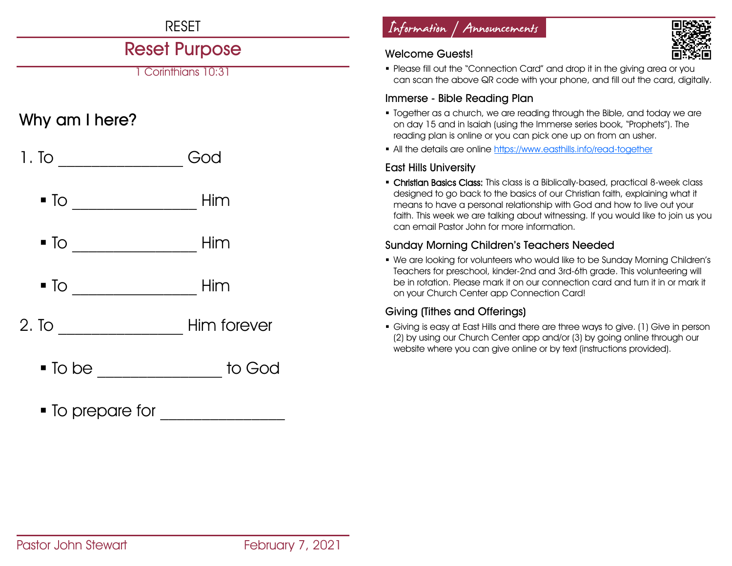RESET

# Reset Purpose

1 Corinthians 10:31

## Why am I here?

1. To _______________ God
   - To _______________ Him
   - To _______________ Him
   - To _______________ Him
2. To _______________ Him forever
   - To be _______________ to God
   - To prepare for _______________

Pastor John Stewart February 7, 2021

## Information / Announcements

### Welcome Guests!

- Please fill out the "Connection Card" and drop it in the giving area or you can scan the above QR code with your phone, and fill out the card, digitally.

### Immerse - Bible Reading Plan

- Together as a church, we are reading through the Bible, and today we are on day 15 and in Isaiah (using the Immerse series book, "Prophets"). The reading plan is online or you can pick one up on from an usher.
- All the details are online https://www.easthills.info/read-together

### East Hills University

- **Christian Basics Class:** This class is a Biblically-based, practical 8-week class designed to go back to the basics of our Christian faith, explaining what it means to have a personal relationship with God and how to live out your faith. This week we are talking about witnessing. If you would like to join us you can email Pastor John for more information.

### Sunday Morning Children's Teachers Needed

- We are looking for volunteers who would like to be Sunday Morning Children's Teachers for preschool, kinder-2nd and 3rd-6th grade. This volunteering will be in rotation. Please mark it on our connection card and turn it in or mark it on your Church Center app Connection Card!

### Giving (Tithes and Offerings)

- Giving is easy at East Hills and there are three ways to give. (1) Give in person (2) by using our Church Center app and/or (3) by going online through our website where you can give online or by text (instructions provided).